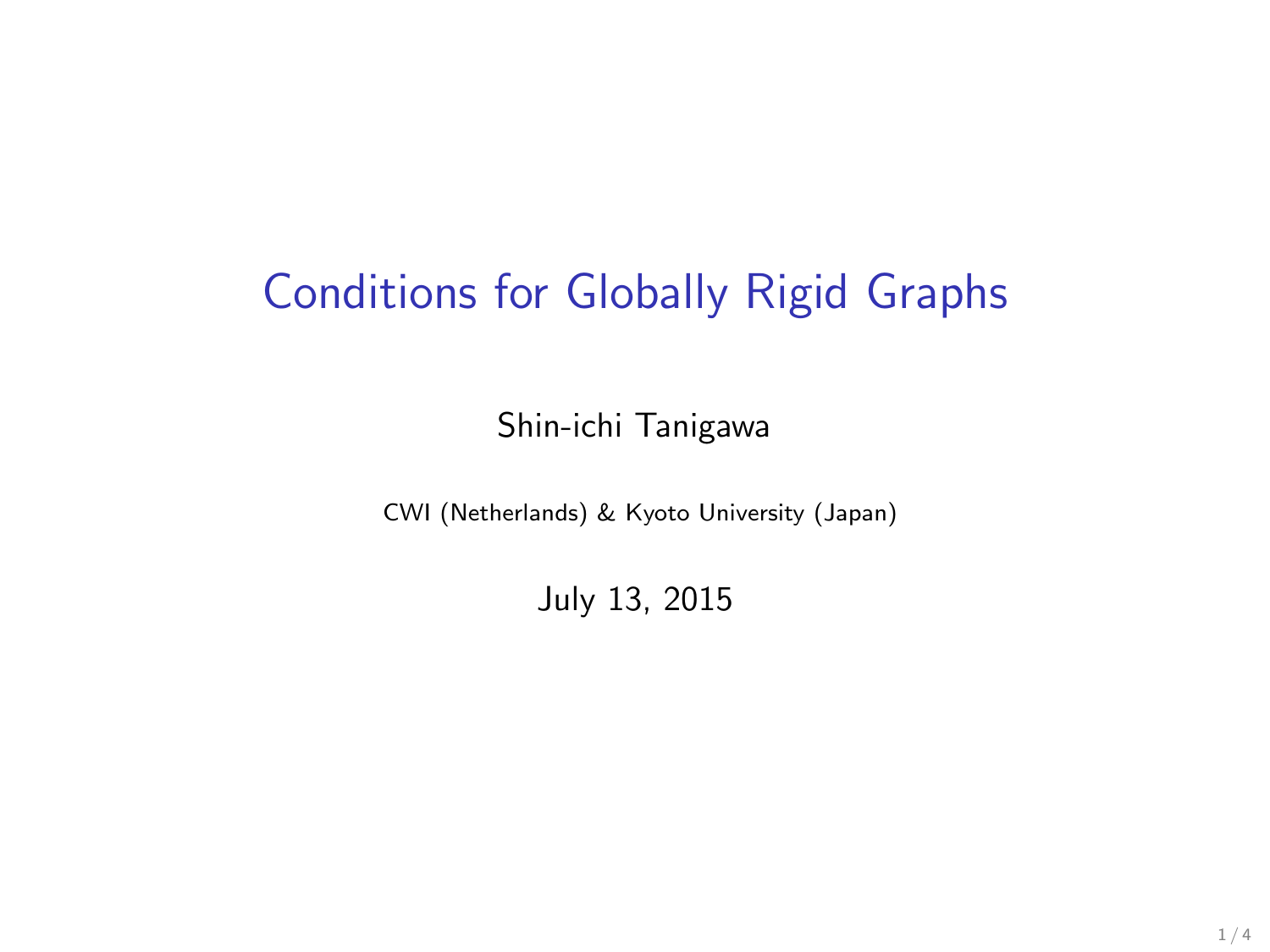# Conditions for Globally Rigid Graphs

Shin-ichi Tanigawa

CWI (Netherlands) & Kyoto University (Japan)

July 13, 2015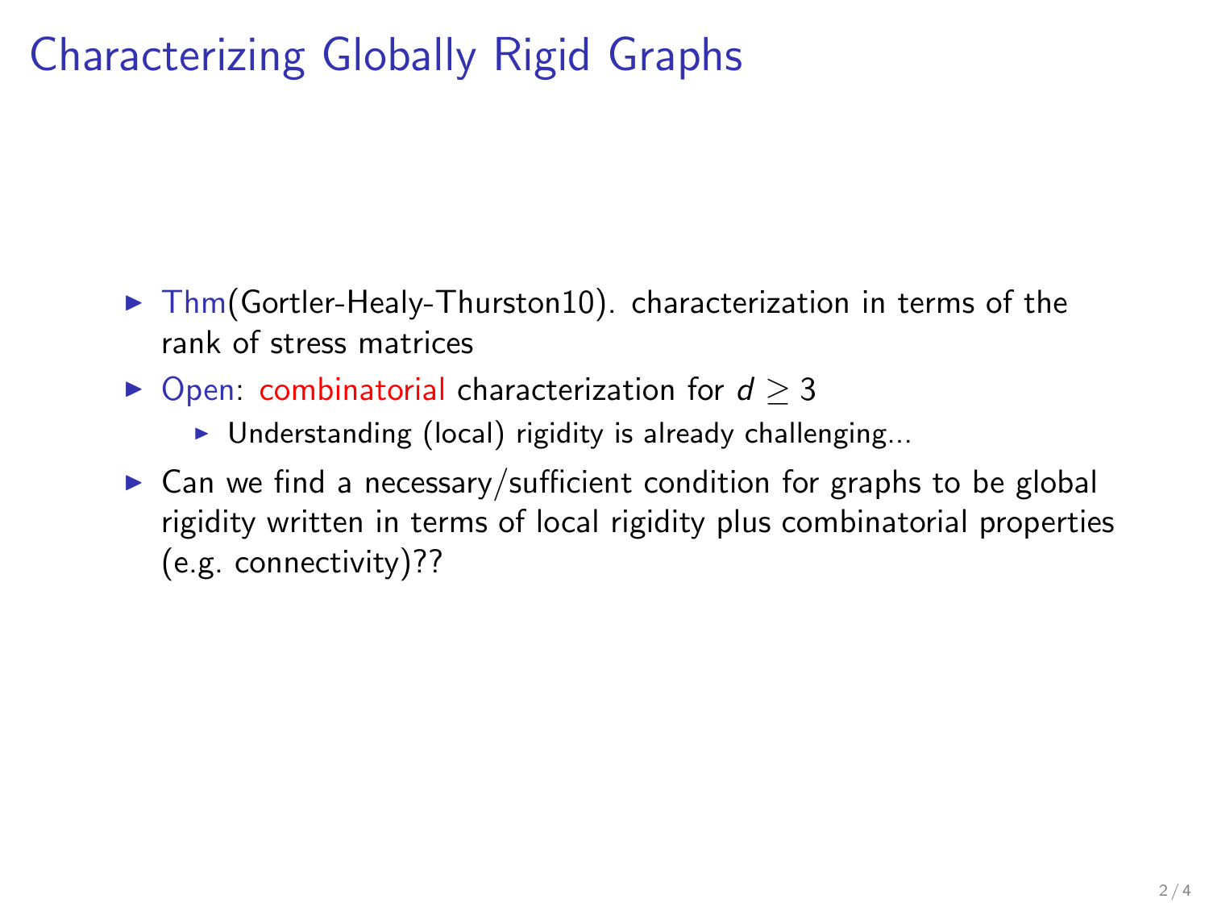# Characterizing Globally Rigid Graphs

- Thm(Gortler-Healy-Thurston10). characterization in terms of the rank of stress matrices
- Open: combinatorial characterization for $d \geq 3$
  - Understanding (local) rigidity is already challenging...
- Can we find a necessary/sufficient condition for graphs to be global rigidity written in terms of local rigidity plus combinatorial properties (e.g. connectivity)??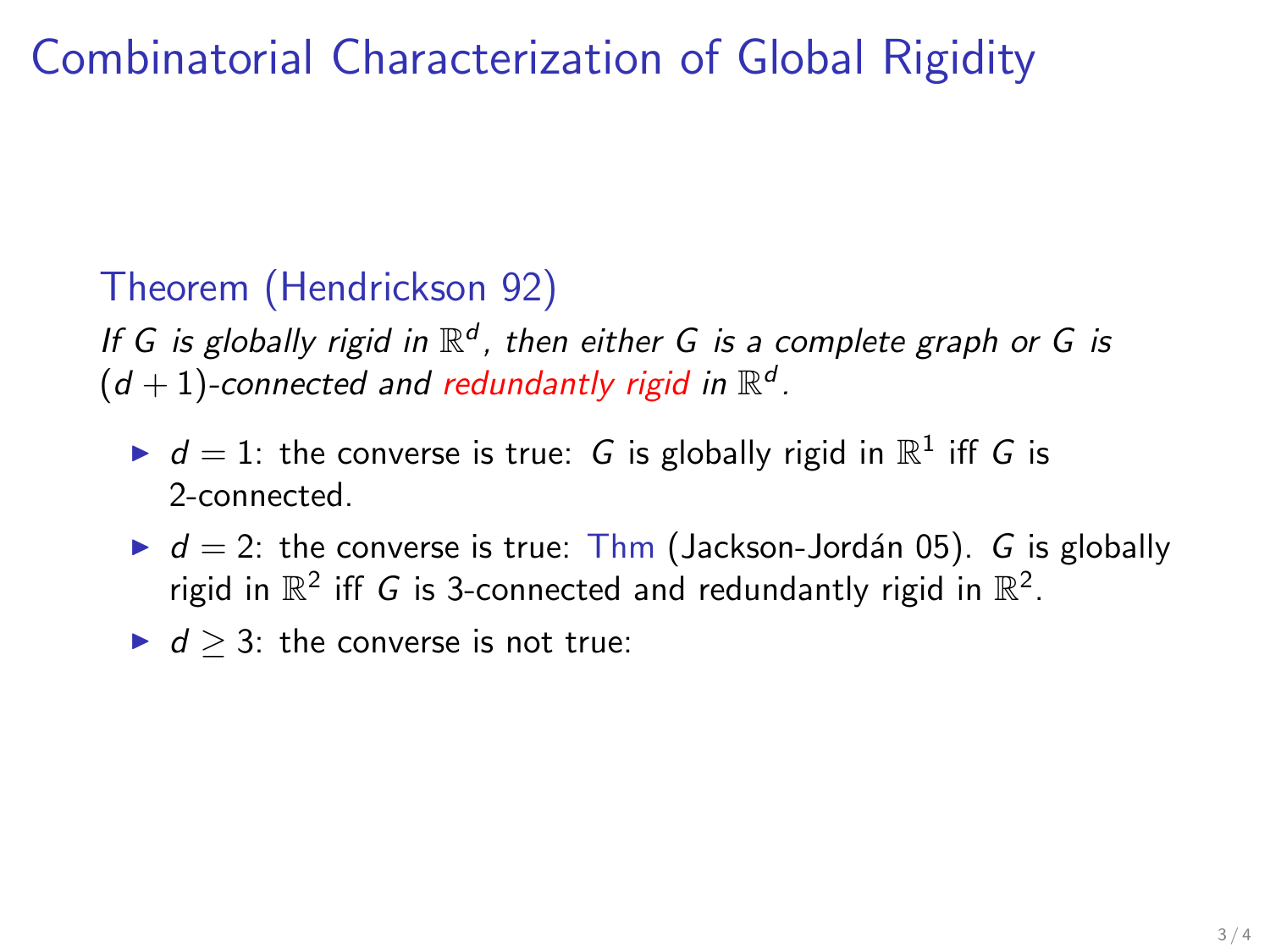# Combinatorial Characterization of Global Rigidity

### Theorem (Hendrickson 92)

*If $G$ is globally rigid in $\mathbb{R}^d$, then either $G$ is a complete graph or $G$ is $(d+1)$-connected and redundantly rigid in $\mathbb{R}^d$.*

- $d = 1$: the converse is true: $G$ is globally rigid in $\mathbb{R}^1$ iff $G$ is 2-connected.
- $d = 2$: the converse is true: Thm (Jackson-Jordán 05). $G$ is globally rigid in $\mathbb{R}^2$ iff $G$ is 3-connected and redundantly rigid in $\mathbb{R}^2$.
- $d \geq 3$: the converse is not true: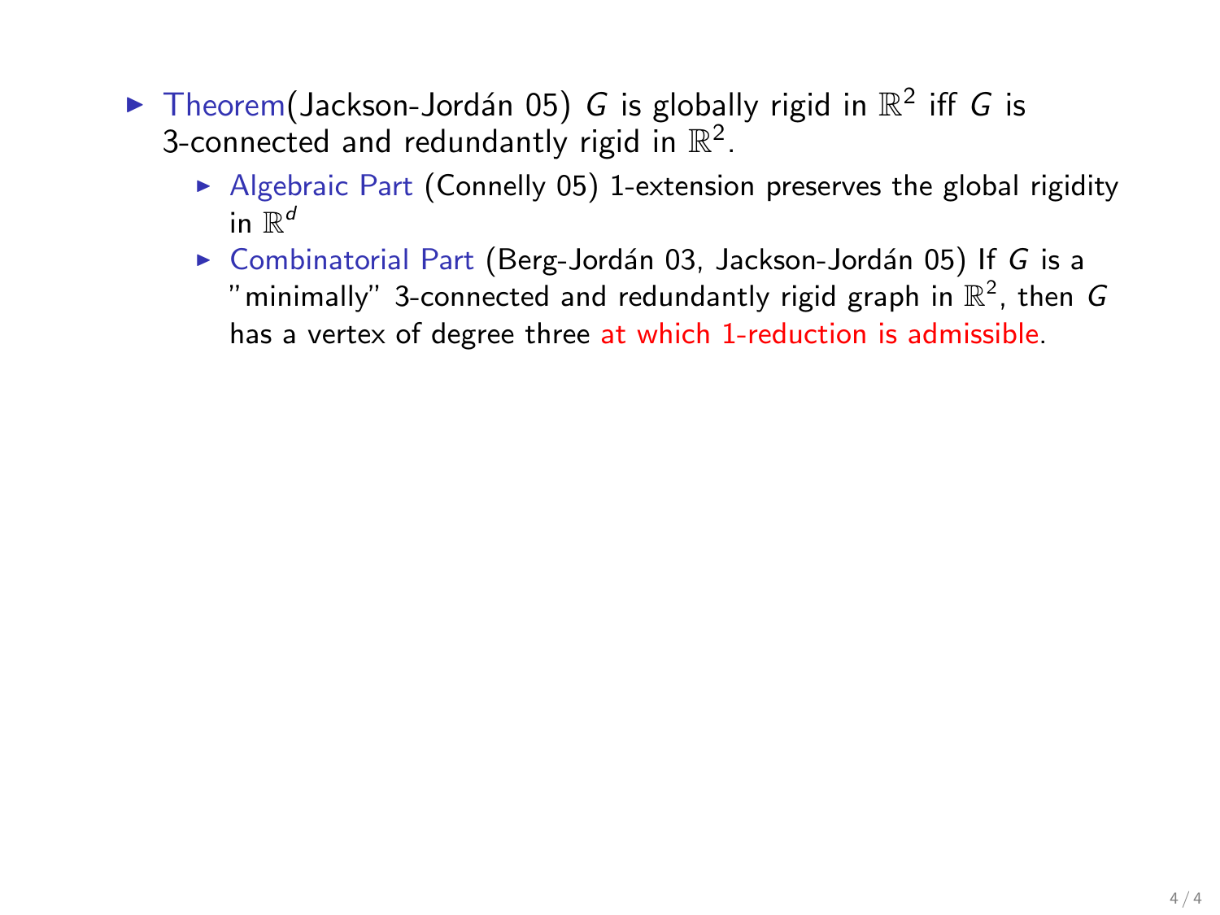- Theorem(Jackson-Jordán 05) $G$ is globally rigid in $\mathbb{R}^2$ iff $G$ is 3-connected and redundantly rigid in $\mathbb{R}^2$.
  - Algebraic Part (Connelly 05) 1-extension preserves the global rigidity in $\mathbb{R}^d$
  - Combinatorial Part (Berg-Jordán 03, Jackson-Jordán 05) If $G$ is a "minimally" 3-connected and redundantly rigid graph in $\mathbb{R}^2$, then $G$ has a vertex of degree three at which 1-reduction is admissible.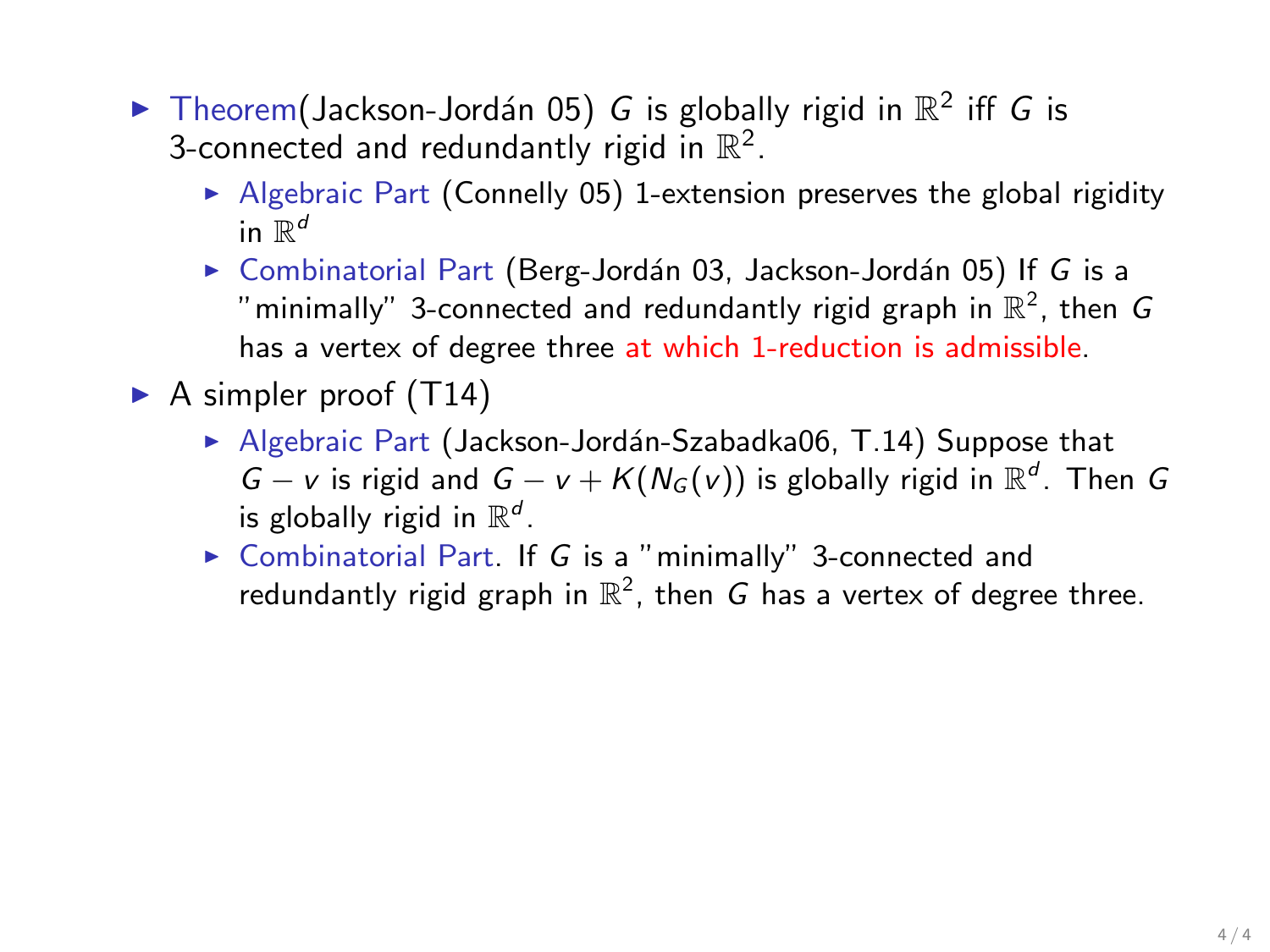- Theorem(Jackson-Jordán 05) $G$ is globally rigid in $\mathbb{R}^2$ iff $G$ is 3-connected and redundantly rigid in $\mathbb{R}^2$.
  - Algebraic Part (Connelly 05) 1-extension preserves the global rigidity in $\mathbb{R}^d$
  - Combinatorial Part (Berg-Jordán 03, Jackson-Jordán 05) If $G$ is a "minimally" 3-connected and redundantly rigid graph in $\mathbb{R}^2$, then $G$ has a vertex of degree three at which 1-reduction is admissible.
- A simpler proof (T14)
  - Algebraic Part (Jackson-Jordán-Szabadka06, T.14) Suppose that $G - v$ is rigid and $G - v + K(N_G(v))$ is globally rigid in $\mathbb{R}^d$. Then $G$ is globally rigid in $\mathbb{R}^d$.
  - Combinatorial Part. If $G$ is a "minimally" 3-connected and redundantly rigid graph in $\mathbb{R}^2$, then $G$ has a vertex of degree three.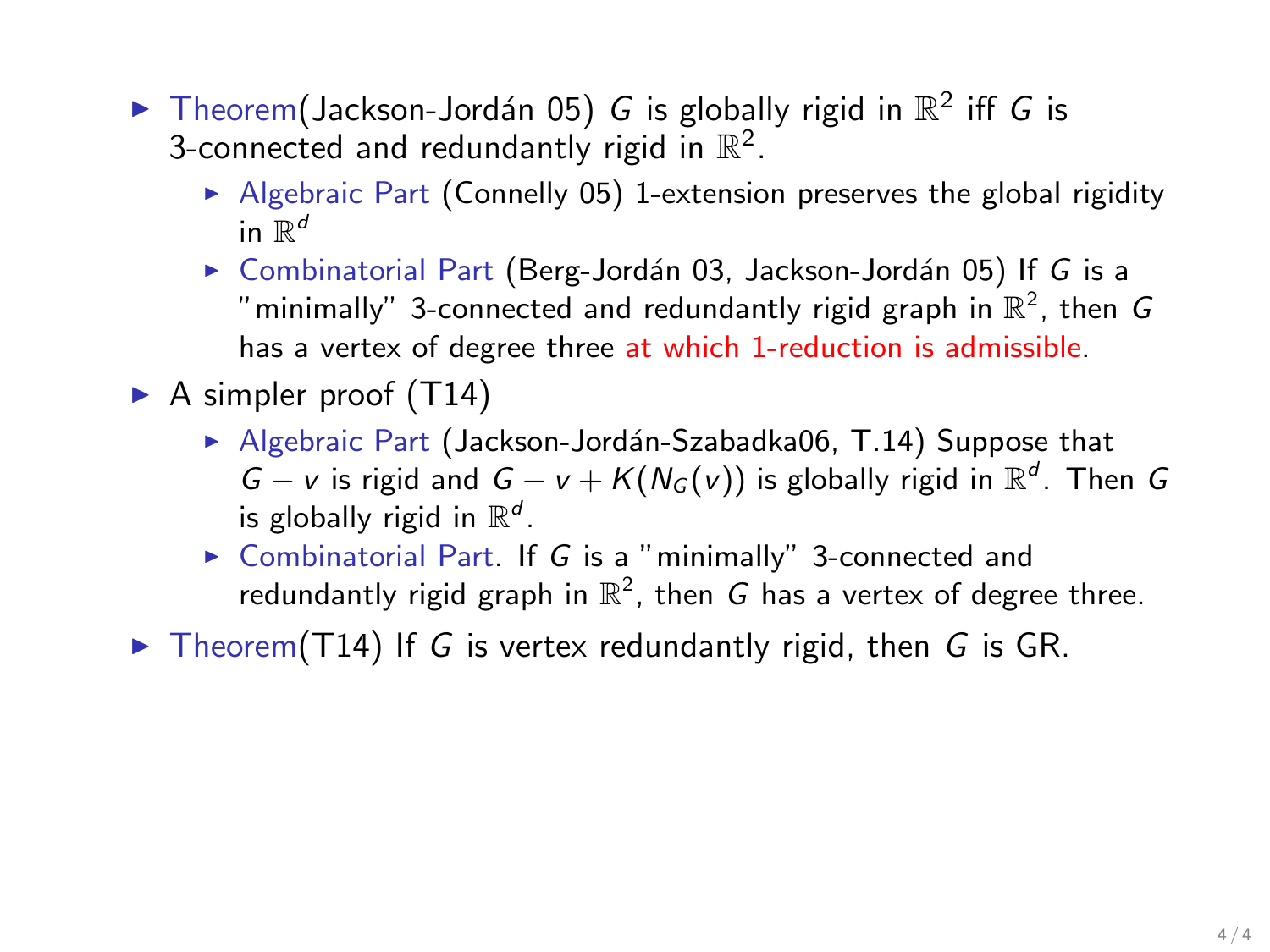- Theorem(Jackson-Jordán 05) $G$ is globally rigid in $\mathbb{R}^2$ iff $G$ is 3-connected and redundantly rigid in $\mathbb{R}^2$.
  - Algebraic Part (Connelly 05) 1-extension preserves the global rigidity in $\mathbb{R}^d$
  - Combinatorial Part (Berg-Jordán 03, Jackson-Jordán 05) If $G$ is a "minimally" 3-connected and redundantly rigid graph in $\mathbb{R}^2$, then $G$ has a vertex of degree three at which 1-reduction is admissible.
- A simpler proof (T14)
  - Algebraic Part (Jackson-Jordán-Szabadka06, T.14) Suppose that $G - v$ is rigid and $G - v + K(N_G(v))$ is globally rigid in $\mathbb{R}^d$. Then $G$ is globally rigid in $\mathbb{R}^d$.
  - Combinatorial Part. If $G$ is a "minimally" 3-connected and redundantly rigid graph in $\mathbb{R}^2$, then $G$ has a vertex of degree three.
- Theorem(T14) If $G$ is vertex redundantly rigid, then $G$ is GR.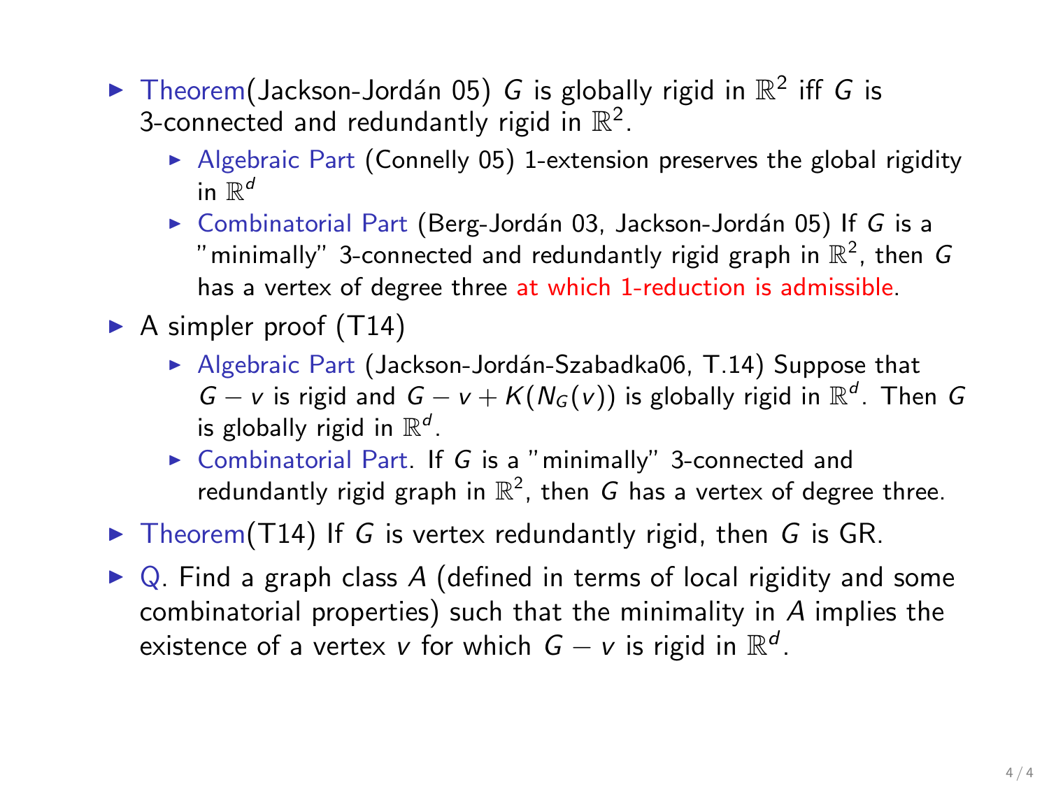- Theorem(Jackson-Jordán 05) $G$ is globally rigid in $\mathbb{R}^2$ iff $G$ is 3-connected and redundantly rigid in $\mathbb{R}^2$.
  - Algebraic Part (Connelly 05) 1-extension preserves the global rigidity in $\mathbb{R}^d$
  - Combinatorial Part (Berg-Jordán 03, Jackson-Jordán 05) If $G$ is a "minimally" 3-connected and redundantly rigid graph in $\mathbb{R}^2$, then $G$ has a vertex of degree three at which 1-reduction is admissible.
- A simpler proof (T14)
  - Algebraic Part (Jackson-Jordán-Szabadka06, T.14) Suppose that $G - v$ is rigid and $G - v + K(N_G(v))$ is globally rigid in $\mathbb{R}^d$. Then $G$ is globally rigid in $\mathbb{R}^d$.
  - Combinatorial Part. If $G$ is a "minimally" 3-connected and redundantly rigid graph in $\mathbb{R}^2$, then $G$ has a vertex of degree three.
- Theorem(T14) If $G$ is vertex redundantly rigid, then $G$ is GR.
- Q. Find a graph class $A$ (defined in terms of local rigidity and some combinatorial properties) such that the minimality in $A$ implies the existence of a vertex $v$ for which $G - v$ is rigid in $\mathbb{R}^d$.